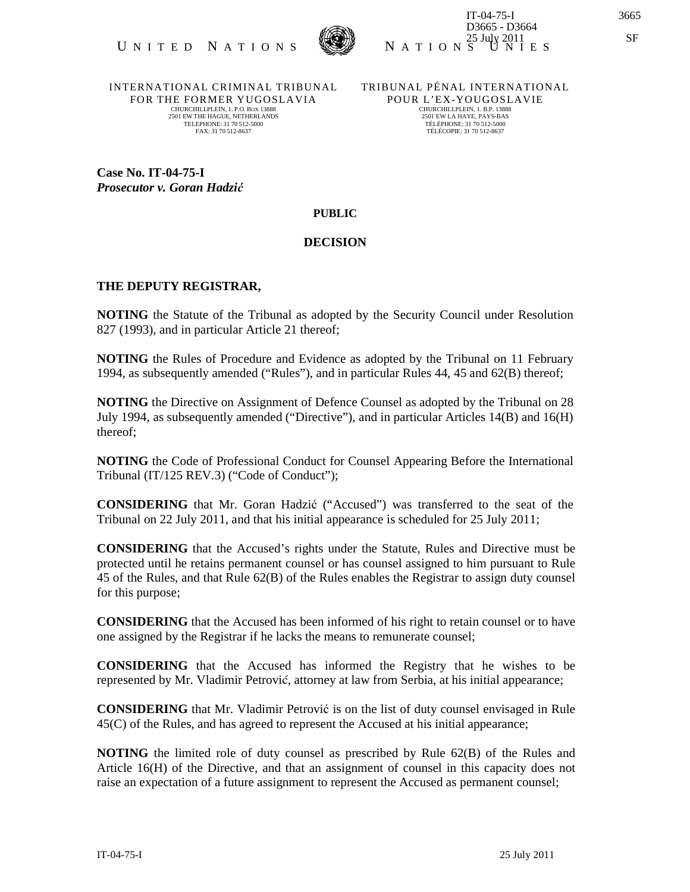IT-04-75-I
D3665 - D3664
25 July 2011

UNITED NATIONS NATIONS UNIES

INTERNATIONAL CRIMINAL TRIBUNAL FOR THE FORMER YUGOSLAVIA
CHURCHILLPLEIN, 1. P.O. BOX 13888
2501 EW THE HAGUE, NETHERLANDS
TELEPHONE: 31 70 512-5000
FAX: 31 70 512-8637

TRIBUNAL PÉNAL INTERNATIONAL POUR L'EX-YOUGOSLAVIE
CHURCHILLPLEIN, 1. B.P. 13888
2501 EW LA HAYE, PAYS-BAS
TÉLÉPHONE: 31 70 512-5000
TÉLÉCOPIE: 31 70 512-8637

**Case No. IT-04-75-I**
***Prosecutor v. Goran Hadzić***

**PUBLIC**

**DECISION**

**THE DEPUTY REGISTRAR,**

**NOTING** the Statute of the Tribunal as adopted by the Security Council under Resolution 827 (1993), and in particular Article 21 thereof;

**NOTING** the Rules of Procedure and Evidence as adopted by the Tribunal on 11 February 1994, as subsequently amended ("Rules"), and in particular Rules 44, 45 and 62(B) thereof;

**NOTING** the Directive on Assignment of Defence Counsel as adopted by the Tribunal on 28 July 1994, as subsequently amended ("Directive"), and in particular Articles 14(B) and 16(H) thereof;

**NOTING** the Code of Professional Conduct for Counsel Appearing Before the International Tribunal (IT/125 REV.3) ("Code of Conduct");

**CONSIDERING** that Mr. Goran Hadzić ("Accused") was transferred to the seat of the Tribunal on 22 July 2011, and that his initial appearance is scheduled for 25 July 2011;

**CONSIDERING** that the Accused's rights under the Statute, Rules and Directive must be protected until he retains permanent counsel or has counsel assigned to him pursuant to Rule 45 of the Rules, and that Rule 62(B) of the Rules enables the Registrar to assign duty counsel for this purpose;

**CONSIDERING** that the Accused has been informed of his right to retain counsel or to have one assigned by the Registrar if he lacks the means to remunerate counsel;

**CONSIDERING** that the Accused has informed the Registry that he wishes to be represented by Mr. Vladimir Petrović, attorney at law from Serbia, at his initial appearance;

**CONSIDERING** that Mr. Vladimir Petrović is on the list of duty counsel envisaged in Rule 45(C) of the Rules, and has agreed to represent the Accused at his initial appearance;

**NOTING** the limited role of duty counsel as prescribed by Rule 62(B) of the Rules and Article 16(H) of the Directive, and that an assignment of counsel in this capacity does not raise an expectation of a future assignment to represent the Accused as permanent counsel;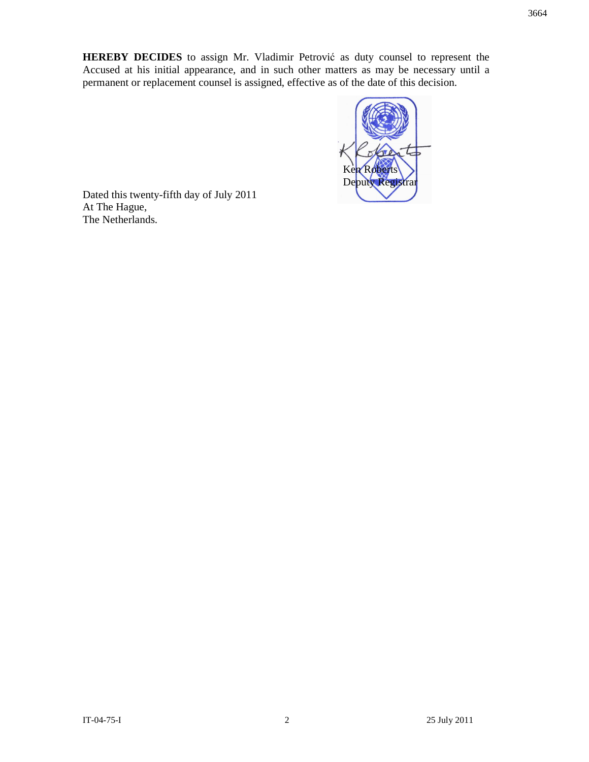**HEREBY DECIDES** to assign Mr. Vladimir Petrović as duty counsel to represent the Accused at his initial appearance, and in such other matters as may be necessary until a permanent or replacement counsel is assigned, effective as of the date of this decision.

Ken Roberts
Deputy Registrar

Dated this twenty-fifth day of July 2011
At The Hague,
The Netherlands.